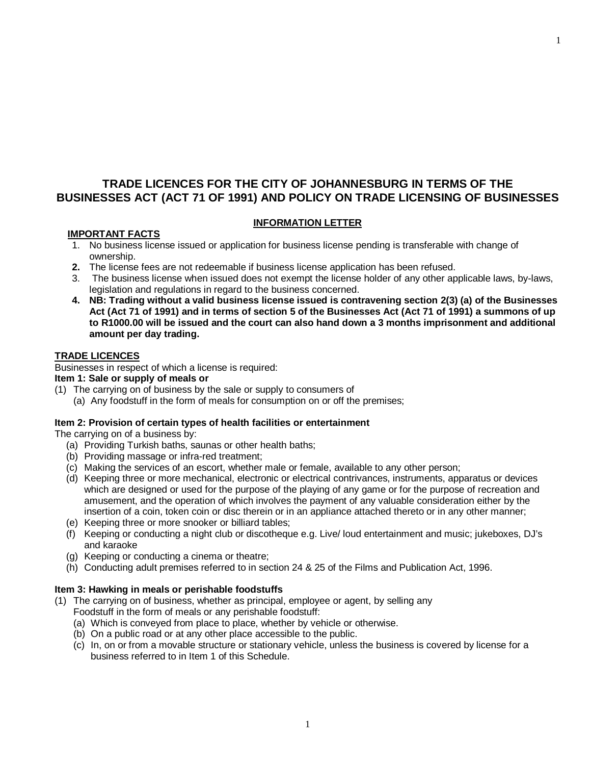# TRADE LICENCES FOR THE CITY OF JOHANNESBURG IN TERMS OF THE BUSINESSES ACT (ACT 71 OF 1991) AND POLICY ON TRADE LICENSING OF BUSINESSES

## INFORMATION LETTER

### IMPORTANT FACTS

1. No business license issued or application for business license pending is transferable with change of ownership.
2. The license fees are not redeemable if business license application has been refused.
3. The business license when issued does not exempt the license holder of any other applicable laws, by-laws, legislation and regulations in regard to the business concerned.
4. **NB: Trading without a valid business license issued is contravening section 2(3) (a) of the Businesses Act (Act 71 of 1991) and in terms of section 5 of the Businesses Act (Act 71 of 1991) a summons of up to R1000.00 will be issued and the court can also hand down a 3 months imprisonment and additional amount per day trading.**

### TRADE LICENCES

Businesses in respect of which a license is required:

**Item 1: Sale or supply of meals or**

(1) The carrying on of business by the sale or supply to consumers of
   - (a) Any foodstuff in the form of meals for consumption on or off the premises;

**Item 2: Provision of certain types of health facilities or entertainment**

The carrying on of a business by:

- (a) Providing Turkish baths, saunas or other health baths;
- (b) Providing massage or infra-red treatment;
- (c) Making the services of an escort, whether male or female, available to any other person;
- (d) Keeping three or more mechanical, electronic or electrical contrivances, instruments, apparatus or devices which are designed or used for the purpose of the playing of any game or for the purpose of recreation and amusement, and the operation of which involves the payment of any valuable consideration either by the insertion of a coin, token coin or disc therein or in an appliance attached thereto or in any other manner;
- (e) Keeping three or more snooker or billiard tables;
- (f) Keeping or conducting a night club or discotheque e.g. Live/ loud entertainment and music; jukeboxes, DJ's and karaoke
- (g) Keeping or conducting a cinema or theatre;
- (h) Conducting adult premises referred to in section 24 & 25 of the Films and Publication Act, 1996.

**Item 3: Hawking in meals or perishable foodstuffs**

(1) The carrying on of business, whether as principal, employee or agent, by selling any Foodstuff in the form of meals or any perishable foodstuff:
   - (a) Which is conveyed from place to place, whether by vehicle or otherwise.
   - (b) On a public road or at any other place accessible to the public.
   - (c) In, on or from a movable structure or stationary vehicle, unless the business is covered by license for a business referred to in Item 1 of this Schedule.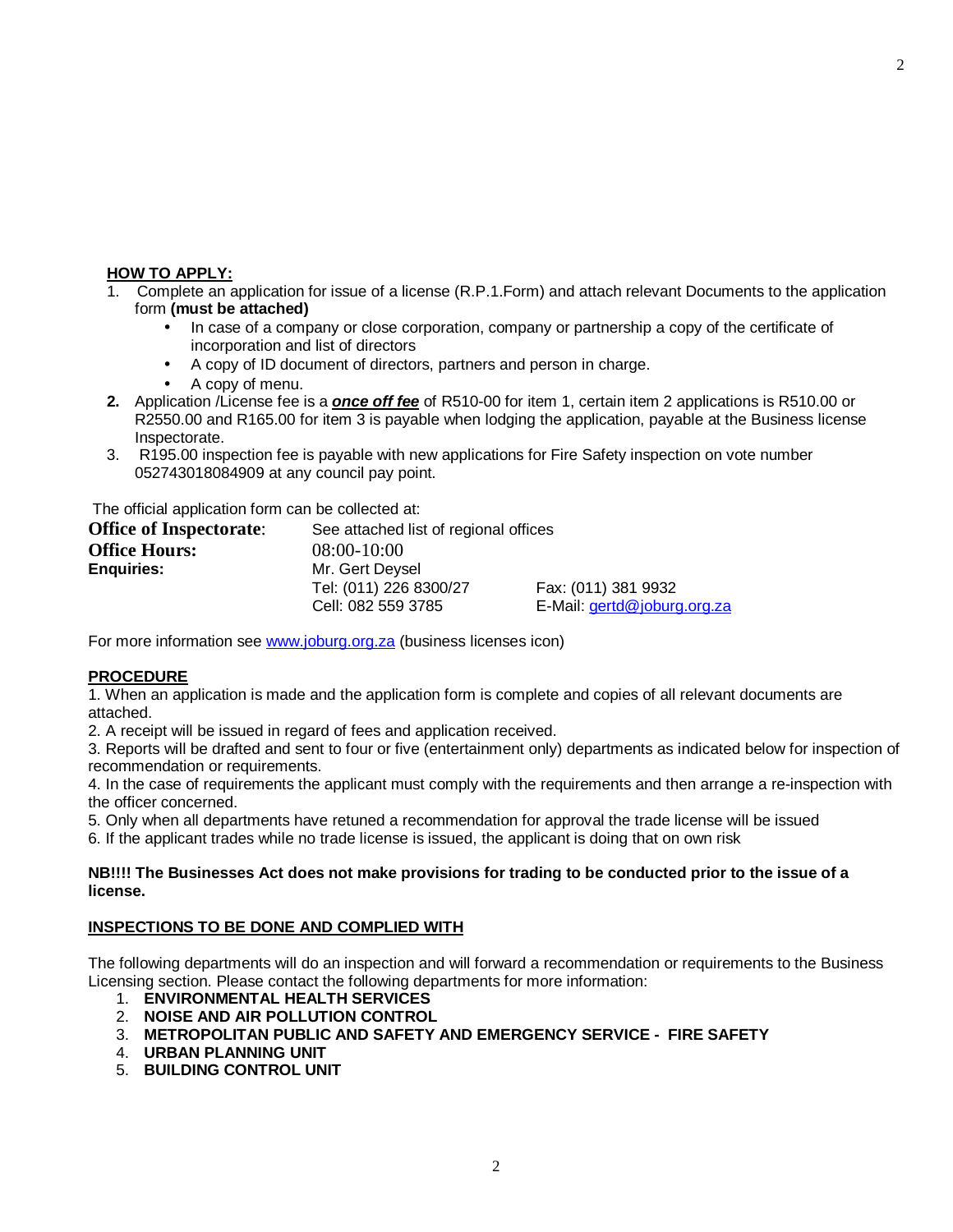**HOW TO APPLY:**

1. Complete an application for issue of a license (R.P.1.Form) and attach relevant Documents to the application form **(must be attached)**
   - In case of a company or close corporation, company or partnership a copy of the certificate of incorporation and list of directors
   - A copy of ID document of directors, partners and person in charge.
   - A copy of menu.
2. Application /License fee is a ***once off fee*** of R510-00 for item 1, certain item 2 applications is R510.00 or R2550.00 and R165.00 for item 3 is payable when lodging the application, payable at the Business license Inspectorate.
3. R195.00 inspection fee is payable with new applications for Fire Safety inspection on vote number 052743018084909 at any council pay point.

The official application form can be collected at:

| | | |
|---|---|---|
| **Office of Inspectorate**: | See attached list of regional offices | |
| **Office Hours:** | 08:00-10:00 | |
| **Enquiries:** | Mr. Gert Deysel | |
| | Tel: (011) 226 8300/27 | Fax: (011) 381 9932 |
| | Cell: 082 559 3785 | E-Mail: gertd@joburg.org.za |

For more information see www.joburg.org.za (business licenses icon)

**PROCEDURE**

1. When an application is made and the application form is complete and copies of all relevant documents are attached.
2. A receipt will be issued in regard of fees and application received.
3. Reports will be drafted and sent to four or five (entertainment only) departments as indicated below for inspection of recommendation or requirements.
4. In the case of requirements the applicant must comply with the requirements and then arrange a re-inspection with the officer concerned.
5. Only when all departments have retuned a recommendation for approval the trade license will be issued
6. If the applicant trades while no trade license is issued, the applicant is doing that on own risk

**NB!!!! The Businesses Act does not make provisions for trading to be conducted prior to the issue of a license.**

**INSPECTIONS TO BE DONE AND COMPLIED WITH**

The following departments will do an inspection and will forward a recommendation or requirements to the Business Licensing section. Please contact the following departments for more information:

1. **ENVIRONMENTAL HEALTH SERVICES**
2. **NOISE AND AIR POLLUTION CONTROL**
3. **METROPOLITAN PUBLIC AND SAFETY AND EMERGENCY SERVICE - FIRE SAFETY**
4. **URBAN PLANNING UNIT**
5. **BUILDING CONTROL UNIT**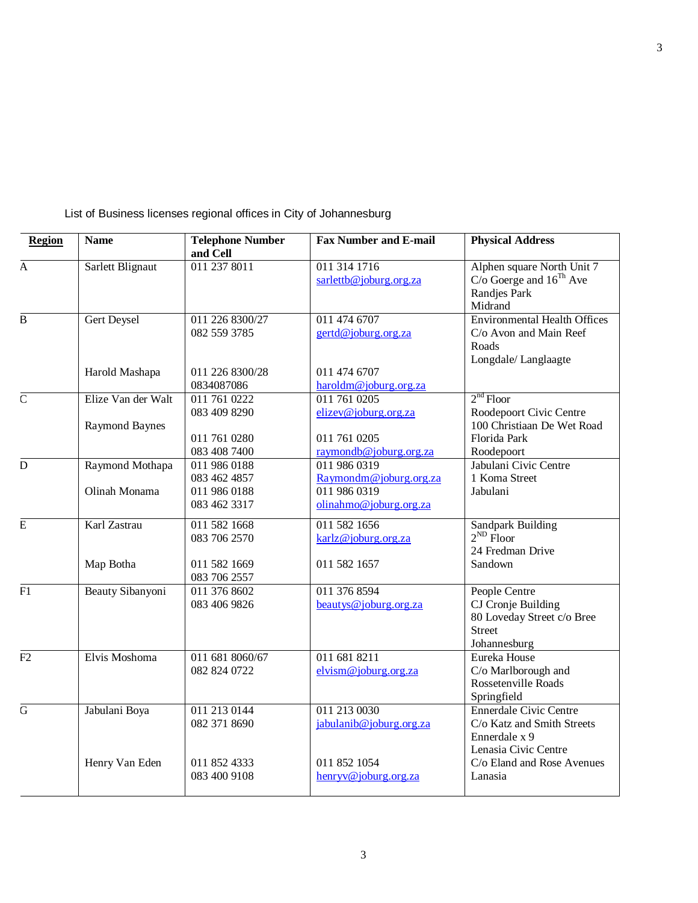List of Business licenses regional offices in City of Johannesburg

| **Region** | **Name** | **Telephone Number and Cell** | **Fax Number and E-mail** | **Physical Address** |
|---|---|---|---|---|
| A | Sarlett Blignaut | 011 237 8011 | 011 314 1716<br>sarlettb@joburg.org.za | Alphen square North Unit 7<br>C/o Goerge and 16[Th] Ave<br>Randjes Park<br>Midrand |
| B | Gert Deysel<br><br><br><br>Harold Mashapa | 011 226 8300/27<br>082 559 3785<br><br><br>011 226 8300/28<br>0834087086 | 011 474 6707<br>gertd@joburg.org.za<br><br><br>011 474 6707<br>haroldm@joburg.org.za | Environmental Health Offices<br>C/o Avon and Main Reef Roads<br>Longdale/ Langlaagte |
| C | Elize Van der Walt<br><br>Raymond Baynes | 011 761 0222<br>083 409 8290<br><br>011 761 0280<br>083 408 7400 | 011 761 0205<br>elizev@joburg.org.za<br><br>011 761 0205<br>raymondb@joburg.org.za | 2[nd] Floor<br>Roodepoort Civic Centre<br>100 Christiaan De Wet Road<br>Florida Park<br>Roodepoort |
| D | Raymond Mothapa<br><br>Olinah Monama | 011 986 0188<br>083 462 4857<br>011 986 0188<br>083 462 3317 | 011 986 0319<br>Raymondm@joburg.org.za<br>011 986 0319<br>olinahmo@joburg.org.za | Jabulani Civic Centre<br>1 Koma Street<br>Jabulani |
| E | Karl Zastrau<br><br><br>Map Botha | 011 582 1668<br>083 706 2570<br><br>011 582 1669<br>083 706 2557 | 011 582 1656<br>karlz@joburg.org.za<br><br>011 582 1657 | Sandpark Building<br>2[ND] Floor<br>24 Fredman Drive<br>Sandown |
| F1 | Beauty Sibanyoni | 011 376 8602<br>083 406 9826 | 011 376 8594<br>beautys@joburg.org.za | People Centre<br>CJ Cronje Building<br>80 Loveday Street c/o Bree Street<br>Johannesburg |
| F2 | Elvis Moshoma | 011 681 8060/67<br>082 824 0722 | 011 681 8211<br>elvism@joburg.org.za | Eureka House<br>C/o Marlborough and Rossetenville Roads<br>Springfield |
| G | Jabulani Boya<br><br><br><br>Henry Van Eden | 011 213 0144<br>082 371 8690<br><br><br>011 852 4333<br>083 400 9108 | 011 213 0030<br>jabulanib@joburg.org.za<br><br><br>011 852 1054<br>henryv@joburg.org.za | Ennerdale Civic Centre<br>C/o Katz and Smith Streets<br>Ennerdale x 9<br>Lenasia Civic Centre<br>C/o Eland and Rose Avenues<br>Lanasia |